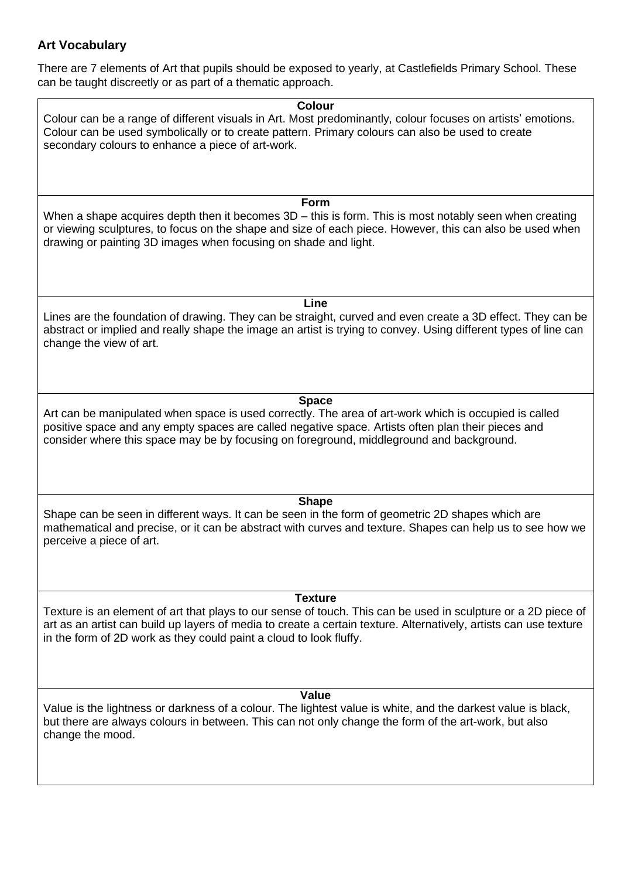## Art Vocabulary

There are 7 elements of Art that pupils should be exposed to yearly, at Castlefields Primary School. These can be taught discreetly or as part of a thematic approach.

| Colour |
|---|
| Colour can be a range of different visuals in Art. Most predominantly, colour focuses on artists' emotions. Colour can be used symbolically or to create pattern. Primary colours can also be used to create secondary colours to enhance a piece of art-work. |
| **Form** |
| When a shape acquires depth then it becomes 3D – this is form. This is most notably seen when creating or viewing sculptures, to focus on the shape and size of each piece. However, this can also be used when drawing or painting 3D images when focusing on shade and light. |
| **Line** |
| Lines are the foundation of drawing. They can be straight, curved and even create a 3D effect. They can be abstract or implied and really shape the image an artist is trying to convey. Using different types of line can change the view of art. |
| **Space** |
| Art can be manipulated when space is used correctly. The area of art-work which is occupied is called positive space and any empty spaces are called negative space. Artists often plan their pieces and consider where this space may be by focusing on foreground, middleground and background. |
| **Shape** |
| Shape can be seen in different ways. It can be seen in the form of geometric 2D shapes which are mathematical and precise, or it can be abstract with curves and texture. Shapes can help us to see how we perceive a piece of art. |
| **Texture** |
| Texture is an element of art that plays to our sense of touch. This can be used in sculpture or a 2D piece of art as an artist can build up layers of media to create a certain texture. Alternatively, artists can use texture in the form of 2D work as they could paint a cloud to look fluffy. |
| **Value** |
| Value is the lightness or darkness of a colour. The lightest value is white, and the darkest value is black, but there are always colours in between. This can not only change the form of the art-work, but also change the mood. |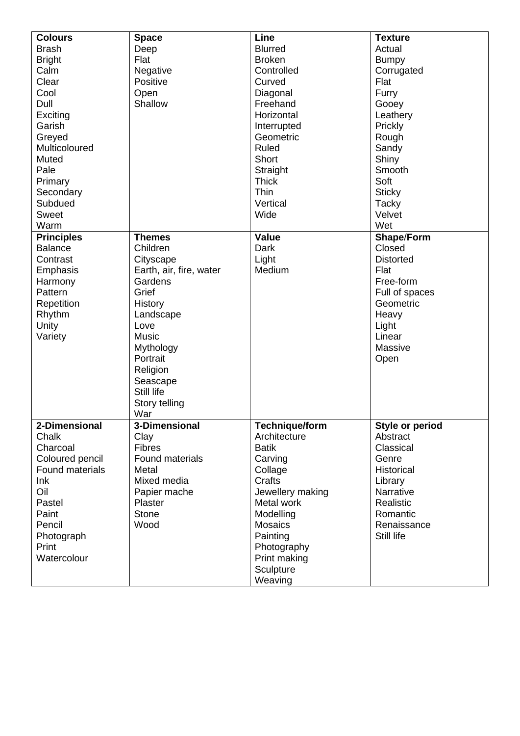| **Colours** | **Space** | **Line** | **Texture** |
|---|---|---|---|
| Brash | Deep | Blurred | Actual |
| Bright | Flat | Broken | Bumpy |
| Calm | Negative | Controlled | Corrugated |
| Clear | Positive | Curved | Flat |
| Cool | Open | Diagonal | Furry |
| Dull | Shallow | Freehand | Gooey |
| Exciting | | Horizontal | Leathery |
| Garish | | Interrupted | Prickly |
| Greyed | | Geometric | Rough |
| Multicoloured | | Ruled | Sandy |
| Muted | | Short | Shiny |
| Pale | | Straight | Smooth |
| Primary | | Thick | Soft |
| Secondary | | Thin | Sticky |
| Subdued | | Vertical | Tacky |
| Sweet | | Wide | Velvet |
| Warm | | | Wet |
| **Principles** | **Themes** | **Value** | **Shape/Form** |
| Balance | Children | Dark | Closed |
| Contrast | Cityscape | Light | Distorted |
| Emphasis | Earth, air, fire, water | Medium | Flat |
| Harmony | Gardens | | Free-form |
| Pattern | Grief | | Full of spaces |
| Repetition | History | | Geometric |
| Rhythm | Landscape | | Heavy |
| Unity | Love | | Light |
| Variety | Music | | Linear |
| | Mythology | | Massive |
| | Portrait | | Open |
| | Religion | | |
| | Seascape | | |
| | Still life | | |
| | Story telling | | |
| | War | | |
| **2-Dimensional** | **3-Dimensional** | **Technique/form** | **Style or period** |
| Chalk | Clay | Architecture | Abstract |
| Charcoal | Fibres | Batik | Classical |
| Coloured pencil | Found materials | Carving | Genre |
| Found materials | Metal | Collage | Historical |
| Ink | Mixed media | Crafts | Library |
| Oil | Papier mache | Jewellery making | Narrative |
| Pastel | Plaster | Metal work | Realistic |
| Paint | Stone | Modelling | Romantic |
| Pencil | Wood | Mosaics | Renaissance |
| Photograph | | Painting | Still life |
| Print | | Photography | |
| Watercolour | | Print making | |
| | | Sculpture | |
| | | Weaving | |